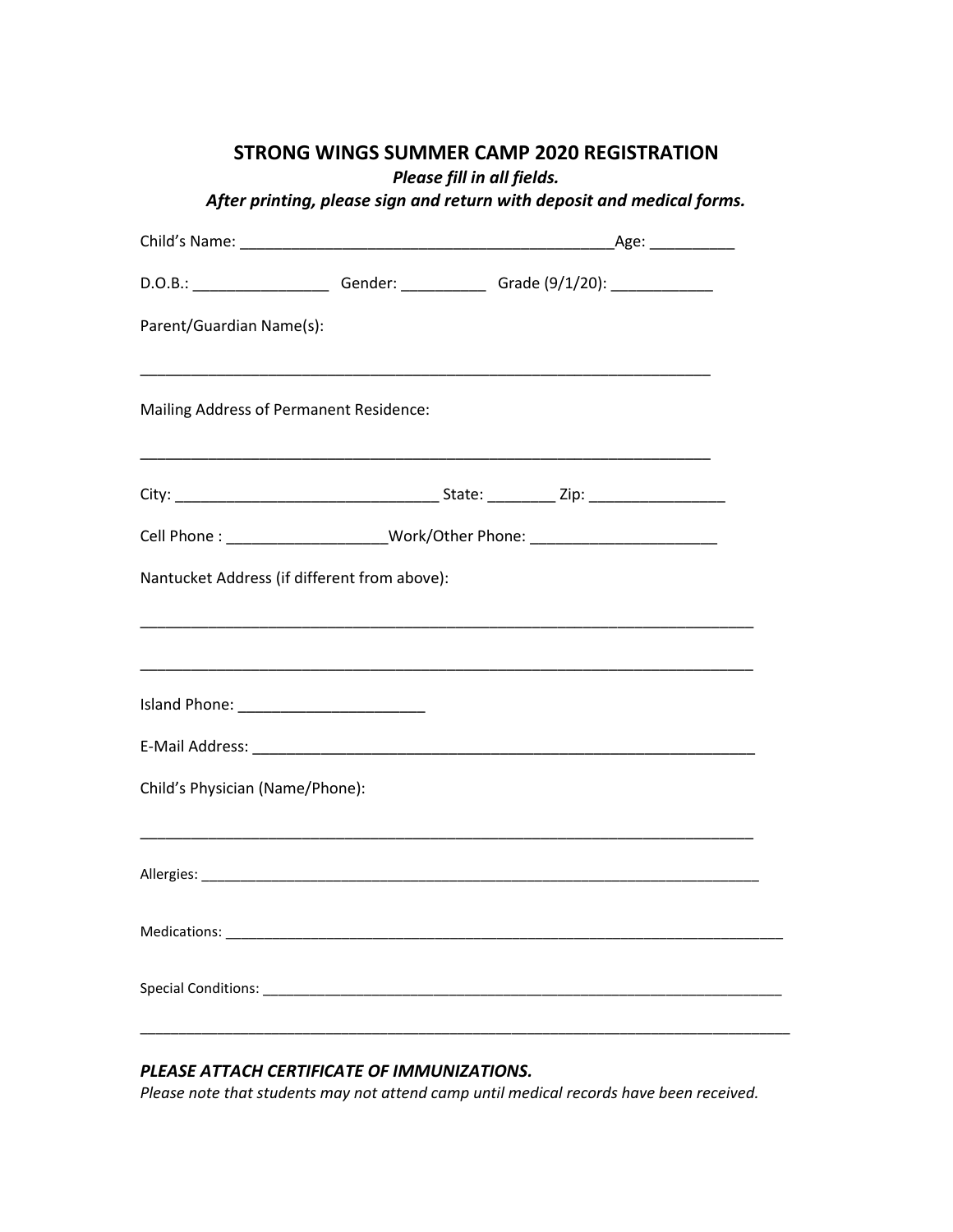# STRONG WINGS SUMMER CAMP 2020 REGISTRATION

***Please fill in all fields.***

***After printing, please sign and return with deposit and medical forms.***

Child's Name: ____________________________________________Age: __________

D.O.B.: ________________ Gender: __________ Grade (9/1/20): ____________

Parent/Guardian Name(s):

_____________________________________________________________________

Mailing Address of Permanent Residence:

_____________________________________________________________________

City: _______________________________ State: ________ Zip: ________________

Cell Phone : ___________________Work/Other Phone: ______________________

Nantucket Address (if different from above):

__________________________________________________________________________

__________________________________________________________________________

Island Phone: ______________________

E-Mail Address: _____________________________________________________________

Child's Physician (Name/Phone):

__________________________________________________________________________

Allergies: ___________________________________________________________________________

Medications: ___________________________________________________________________________

Special Conditions: ______________________________________________________________________

_______________________________________________________________________________

***PLEASE ATTACH CERTIFICATE OF IMMUNIZATIONS.***

*Please note that students may not attend camp until medical records have been received.*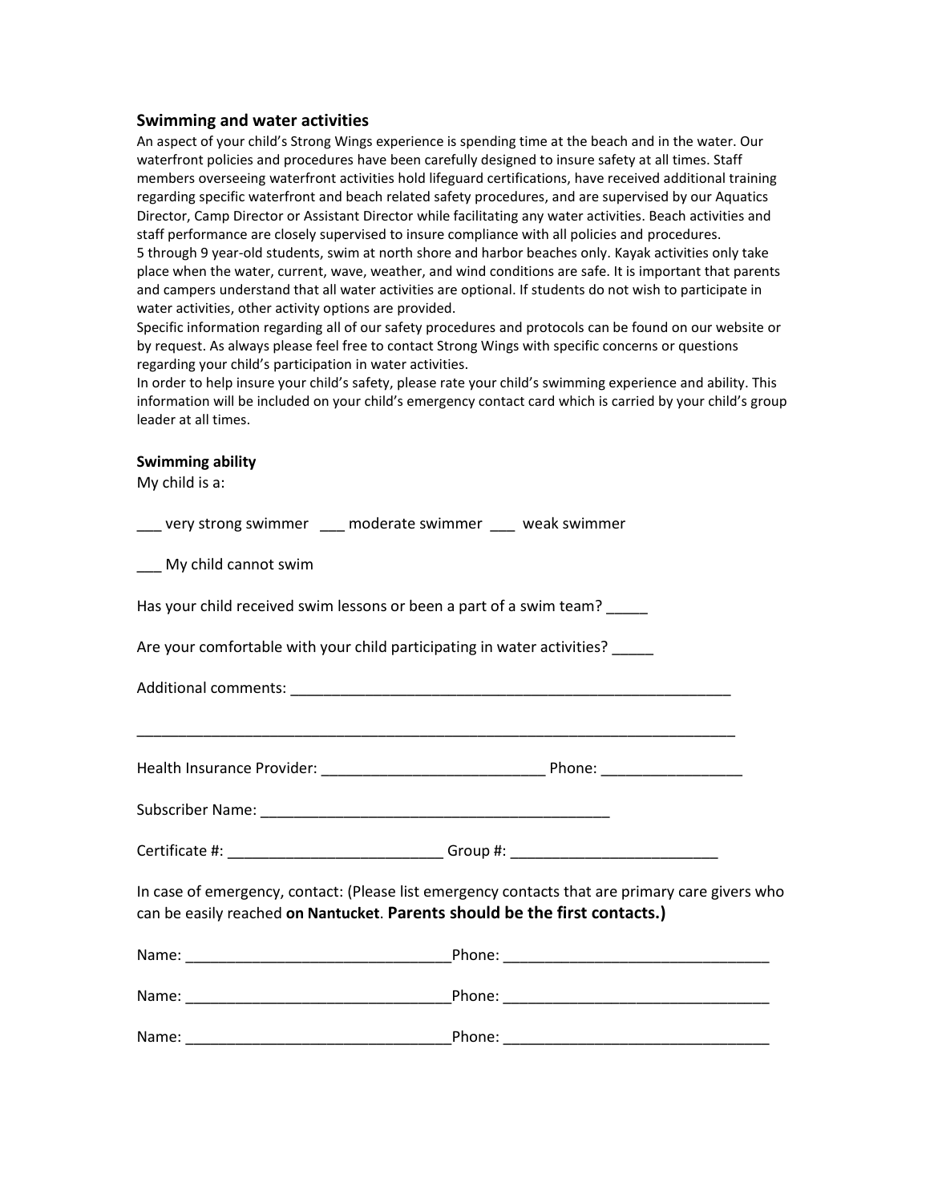### Swimming and water activities

An aspect of your child's Strong Wings experience is spending time at the beach and in the water. Our waterfront policies and procedures have been carefully designed to insure safety at all times. Staff members overseeing waterfront activities hold lifeguard certifications, have received additional training regarding specific waterfront and beach related safety procedures, and are supervised by our Aquatics Director, Camp Director or Assistant Director while facilitating any water activities. Beach activities and staff performance are closely supervised to insure compliance with all policies and procedures.
5 through 9 year-old students, swim at north shore and harbor beaches only. Kayak activities only take place when the water, current, wave, weather, and wind conditions are safe. It is important that parents and campers understand that all water activities are optional. If students do not wish to participate in water activities, other activity options are provided.
Specific information regarding all of our safety procedures and protocols can be found on our website or by request. As always please feel free to contact Strong Wings with specific concerns or questions regarding your child's participation in water activities.
In order to help insure your child's safety, please rate your child's swimming experience and ability. This information will be included on your child's emergency contact card which is carried by your child's group leader at all times.

**Swimming ability**

My child is a:

___ very strong swimmer ___ moderate swimmer ___ weak swimmer

___ My child cannot swim

Has your child received swim lessons or been a part of a swim team? _____

Are your comfortable with your child participating in water activities? _____

Additional comments: _______________________________________________________

___________________________________________________________________________

Health Insurance Provider: ___________________________ Phone: _________________

Subscriber Name: ___________________________________________

Certificate #: __________________________ Group #: _________________________

In case of emergency, contact: (Please list emergency contacts that are primary care givers who can be easily reached **on Nantucket**. **Parents should be the first contacts.)**

Name: ________________________________Phone: ________________________________

Name: ________________________________Phone: ________________________________

Name: ________________________________Phone: ________________________________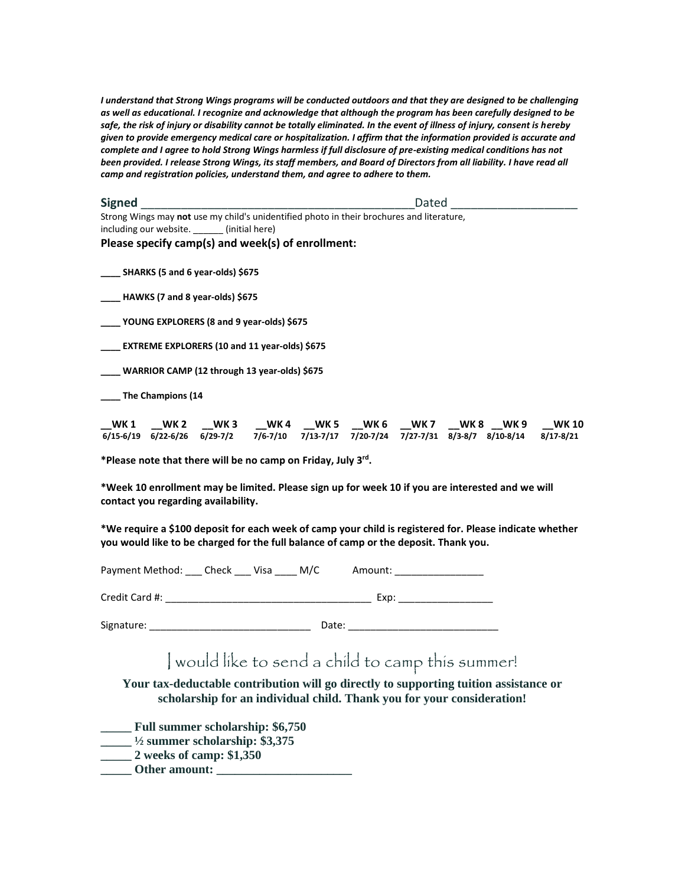***I understand that Strong Wings programs will be conducted outdoors and that they are designed to be challenging as well as educational. I recognize and acknowledge that although the program has been carefully designed to be safe, the risk of injury or disability cannot be totally eliminated. In the event of illness of injury, consent is hereby given to provide emergency medical care or hospitalization. I affirm that the information provided is accurate and complete and I agree to hold Strong Wings harmless if full disclosure of pre-existing medical conditions has not been provided. I release Strong Wings, its staff members, and Board of Directors from all liability. I have read all camp and registration policies, understand them, and agree to adhere to them.***

**Signed** ____________________________________________Dated ____________________

Strong Wings may **not** use my child's unidentified photo in their brochures and literature, including our website. ______ (initial here)

**Please specify camp(s) and week(s) of enrollment:**

**____ SHARKS (5 and 6 year-olds) $675**

**____ HAWKS (7 and 8 year-olds) $675**

**____ YOUNG EXPLORERS (8 and 9 year-olds) $675**

**____ EXTREME EXPLORERS (10 and 11 year-olds) $675**

**____ WARRIOR CAMP (12 through 13 year-olds) $675**

**____ The Champions (14**

| __WK 1 | __WK 2 | __WK 3 | __WK 4 | __WK 5 | __WK 6 | __WK 7 | __WK 8 | __WK 9 | __WK 10 |
|---|---|---|---|---|---|---|---|---|---|
| 6/15-6/19 | 6/22-6/26 | 6/29-7/2 | 7/6-7/10 | 7/13-7/17 | 7/20-7/24 | 7/27-7/31 | 8/3-8/7 | 8/10-8/14 | 8/17-8/21 |

**\*Please note that there will be no camp on Friday, July 3rd.**

**\*Week 10 enrollment may be limited. Please sign up for week 10 if you are interested and we will contact you regarding availability.**

**\*We require a $100 deposit for each week of camp your child is registered for. Please indicate whether you would like to be charged for the full balance of camp or the deposit. Thank you.**

Payment Method: ___ Check ___ Visa ____ M/C          Amount: ________________

Credit Card #: ____________________________________ Exp: _________________

Signature: ____________________________ Date: ___________________________

## I would like to send a child to camp this summer!

**Your tax-deductable contribution will go directly to supporting tuition assistance or scholarship for an individual child. Thank you for your consideration!**

**_____ Full summer scholarship: $6,750**
**_____ ½ summer scholarship: $3,375**
**_____ 2 weeks of camp: $1,350**
**_____ Other amount: ______________________**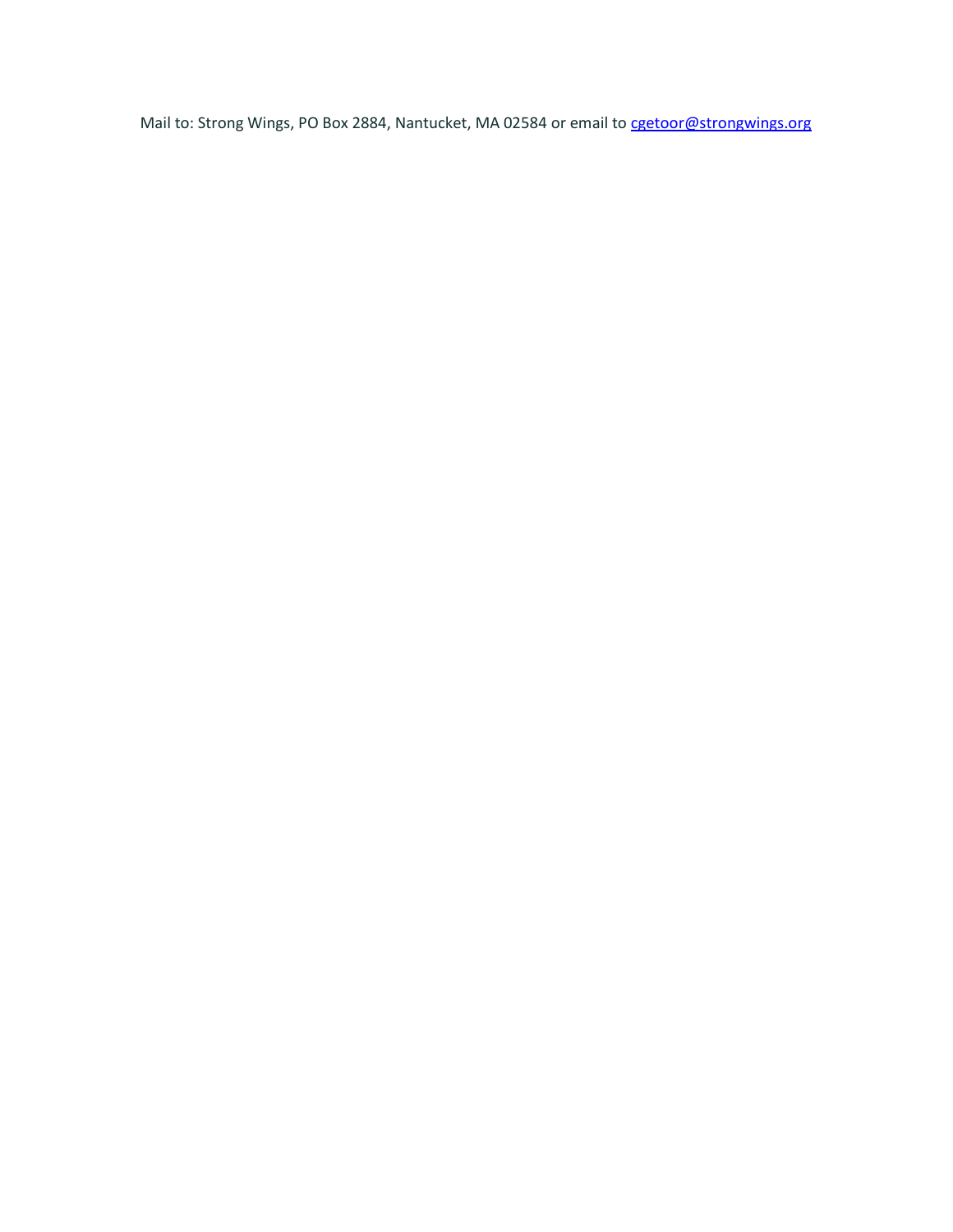Mail to: Strong Wings, PO Box 2884, Nantucket, MA 02584 or email to cgetoor@strongwings.org